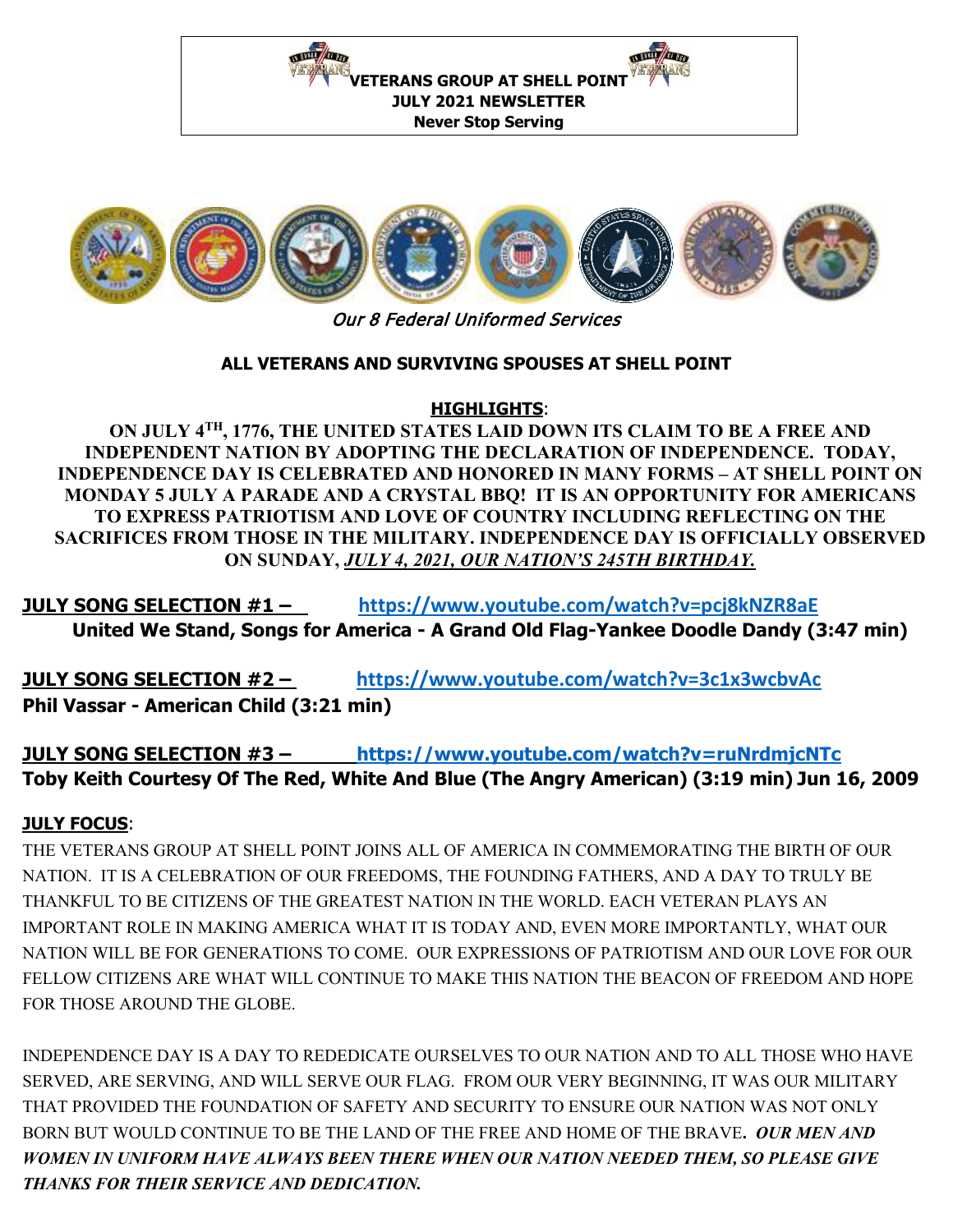**VETERANS GROUP AT SHELL POINT**
**JULY 2021 NEWSLETTER**
**Never Stop Serving**

*Our 8 Federal Uniformed Services*

**ALL VETERANS AND SURVIVING SPOUSES AT SHELL POINT**

**HIGHLIGHTS**:

**ON JULY 4TH, 1776, THE UNITED STATES LAID DOWN ITS CLAIM TO BE A FREE AND INDEPENDENT NATION BY ADOPTING THE DECLARATION OF INDEPENDENCE. TODAY, INDEPENDENCE DAY IS CELEBRATED AND HONORED IN MANY FORMS – AT SHELL POINT ON MONDAY 5 JULY A PARADE AND A CRYSTAL BBQ! IT IS AN OPPORTUNITY FOR AMERICANS TO EXPRESS PATRIOTISM AND LOVE OF COUNTRY INCLUDING REFLECTING ON THE SACRIFICES FROM THOSE IN THE MILITARY. INDEPENDENCE DAY IS OFFICIALLY OBSERVED ON SUNDAY, *JULY 4, 2021, OUR NATION'S 245TH BIRTHDAY.***

**JULY SONG SELECTION #1 –** https://www.youtube.com/watch?v=pcj8kNZR8aE
**United We Stand, Songs for America - A Grand Old Flag-Yankee Doodle Dandy (3:47 min)**

**JULY SONG SELECTION #2 –** https://www.youtube.com/watch?v=3c1x3wcbvAc
**Phil Vassar - American Child (3:21 min)**

**JULY SONG SELECTION #3 –** https://www.youtube.com/watch?v=ruNrdmjcNTc
**Toby Keith Courtesy Of The Red, White And Blue (The Angry American) (3:19 min) Jun 16, 2009**

**JULY FOCUS**:

THE VETERANS GROUP AT SHELL POINT JOINS ALL OF AMERICA IN COMMEMORATING THE BIRTH OF OUR NATION. IT IS A CELEBRATION OF OUR FREEDOMS, THE FOUNDING FATHERS, AND A DAY TO TRULY BE THANKFUL TO BE CITIZENS OF THE GREATEST NATION IN THE WORLD. EACH VETERAN PLAYS AN IMPORTANT ROLE IN MAKING AMERICA WHAT IT IS TODAY AND, EVEN MORE IMPORTANTLY, WHAT OUR NATION WILL BE FOR GENERATIONS TO COME. OUR EXPRESSIONS OF PATRIOTISM AND OUR LOVE FOR OUR FELLOW CITIZENS ARE WHAT WILL CONTINUE TO MAKE THIS NATION THE BEACON OF FREEDOM AND HOPE FOR THOSE AROUND THE GLOBE.

INDEPENDENCE DAY IS A DAY TO REDEDICATE OURSELVES TO OUR NATION AND TO ALL THOSE WHO HAVE SERVED, ARE SERVING, AND WILL SERVE OUR FLAG. FROM OUR VERY BEGINNING, IT WAS OUR MILITARY THAT PROVIDED THE FOUNDATION OF SAFETY AND SECURITY TO ENSURE OUR NATION WAS NOT ONLY BORN BUT WOULD CONTINUE TO BE THE LAND OF THE FREE AND HOME OF THE BRAVE. ***OUR MEN AND WOMEN IN UNIFORM HAVE ALWAYS BEEN THERE WHEN OUR NATION NEEDED THEM, SO PLEASE GIVE THANKS FOR THEIR SERVICE AND DEDICATION.***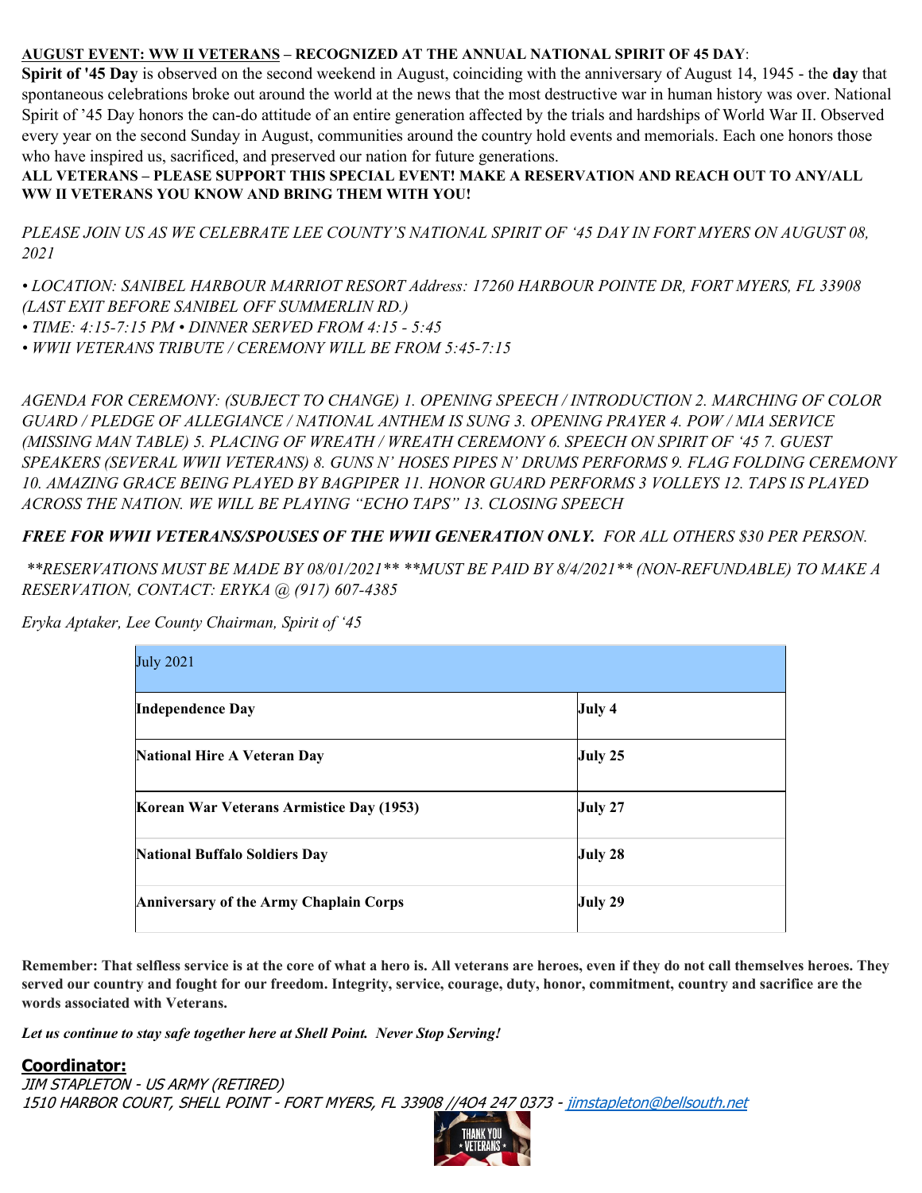**AUGUST EVENT: WW II VETERANS – RECOGNIZED AT THE ANNUAL NATIONAL SPIRIT OF 45 DAY**:

**Spirit of '45 Day** is observed on the second weekend in August, coinciding with the anniversary of August 14, 1945 - the **day** that spontaneous celebrations broke out around the world at the news that the most destructive war in human history was over. National Spirit of '45 Day honors the can-do attitude of an entire generation affected by the trials and hardships of World War II. Observed every year on the second Sunday in August, communities around the country hold events and memorials. Each one honors those who have inspired us, sacrificed, and preserved our nation for future generations.

**ALL VETERANS – PLEASE SUPPORT THIS SPECIAL EVENT! MAKE A RESERVATION AND REACH OUT TO ANY/ALL WW II VETERANS YOU KNOW AND BRING THEM WITH YOU!**

*PLEASE JOIN US AS WE CELEBRATE LEE COUNTY'S NATIONAL SPIRIT OF '45 DAY IN FORT MYERS ON AUGUST 08, 2021*

*• LOCATION: SANIBEL HARBOUR MARRIOT RESORT Address: 17260 HARBOUR POINTE DR, FORT MYERS, FL 33908 (LAST EXIT BEFORE SANIBEL OFF SUMMERLIN RD.)*
*• TIME: 4:15-7:15 PM • DINNER SERVED FROM 4:15 - 5:45*
*• WWII VETERANS TRIBUTE / CEREMONY WILL BE FROM 5:45-7:15*

*AGENDA FOR CEREMONY: (SUBJECT TO CHANGE) 1. OPENING SPEECH / INTRODUCTION 2. MARCHING OF COLOR GUARD / PLEDGE OF ALLEGIANCE / NATIONAL ANTHEM IS SUNG 3. OPENING PRAYER 4. POW / MIA SERVICE (MISSING MAN TABLE) 5. PLACING OF WREATH / WREATH CEREMONY 6. SPEECH ON SPIRIT OF '45 7. GUEST SPEAKERS (SEVERAL WWII VETERANS) 8. GUNS N' HOSES PIPES N' DRUMS PERFORMS 9. FLAG FOLDING CEREMONY 10. AMAZING GRACE BEING PLAYED BY BAGPIPER 11. HONOR GUARD PERFORMS 3 VOLLEYS 12. TAPS IS PLAYED ACROSS THE NATION. WE WILL BE PLAYING "ECHO TAPS" 13. CLOSING SPEECH*

***FREE FOR WWII VETERANS/SPOUSES OF THE WWII GENERATION ONLY.*** *FOR ALL OTHERS $30 PER PERSON.*

*\*\*RESERVATIONS MUST BE MADE BY 08/01/2021\*\* \*\*MUST BE PAID BY 8/4/2021\*\* (NON-REFUNDABLE) TO MAKE A RESERVATION, CONTACT: ERYKA @ (917) 607-4385*

*Eryka Aptaker, Lee County Chairman, Spirit of '45*

| July 2021 | |
|---|---|
| **Independence Day** | **July 4** |
| **National Hire A Veteran Day** | **July 25** |
| **Korean War Veterans Armistice Day (1953)** | **July 27** |
| **National Buffalo Soldiers Day** | **July 28** |
| **Anniversary of the Army Chaplain Corps** | **July 29** |

**Remember: That selfless service is at the core of what a hero is. All veterans are heroes, even if they do not call themselves heroes. They served our country and fought for our freedom. Integrity, service, courage, duty, honor, commitment, country and sacrifice are the words associated with Veterans.**

***Let us continue to stay safe together here at Shell Point. Never Stop Serving!***

## Coordinator:

JIM STAPLETON - US ARMY (RETIRED)
1510 HARBOR COURT, SHELL POINT - FORT MYERS, FL 33908 //404 247 0373 - jimstapleton@bellsouth.net